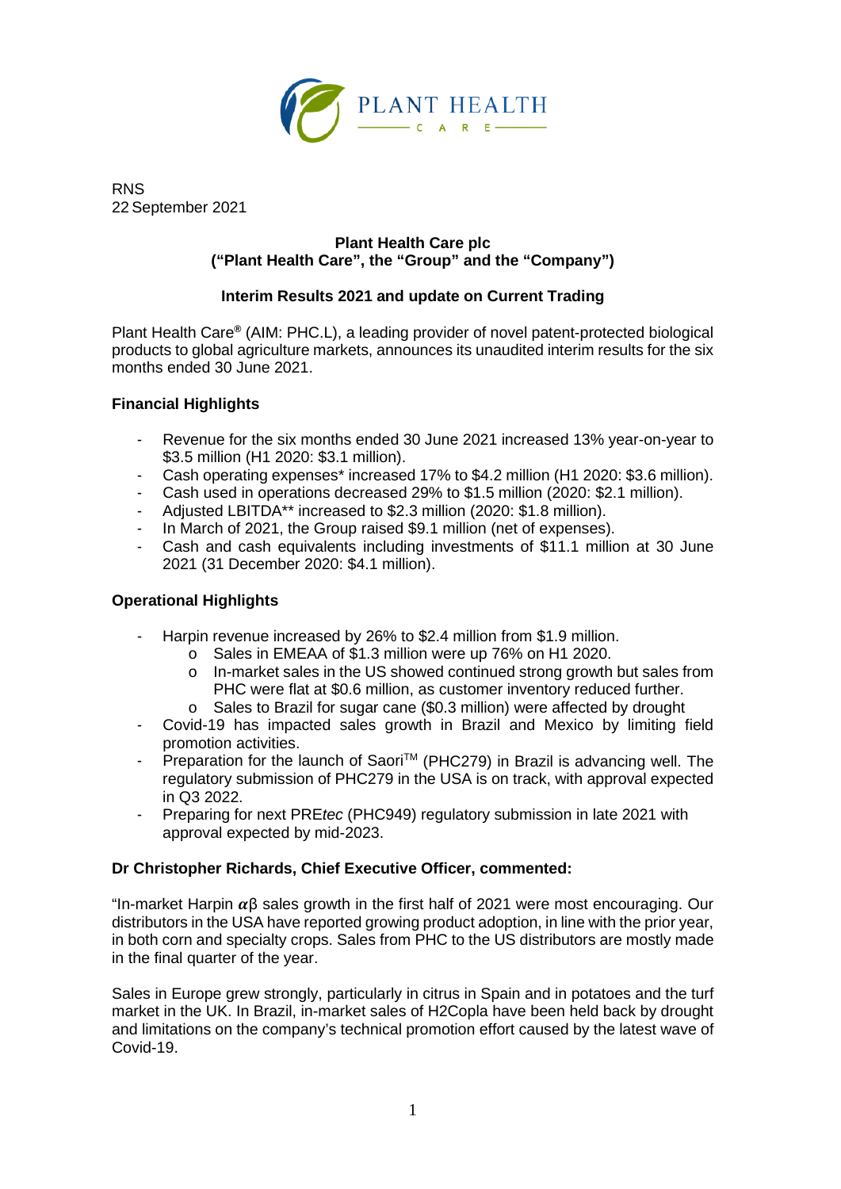RNS
22 September 2021

**Plant Health Care plc**
**("Plant Health Care", the "Group" and the "Company")**

## Interim Results 2021 and update on Current Trading

Plant Health Care® (AIM: PHC.L), a leading provider of novel patent-protected biological products to global agriculture markets, announces its unaudited interim results for the six months ended 30 June 2021.

### Financial Highlights

- Revenue for the six months ended 30 June 2021 increased 13% year-on-year to $3.5 million (H1 2020: $3.1 million).
- Cash operating expenses* increased 17% to $4.2 million (H1 2020: $3.6 million).
- Cash used in operations decreased 29% to $1.5 million (2020: $2.1 million).
- Adjusted LBITDA** increased to $2.3 million (2020: $1.8 million).
- In March of 2021, the Group raised $9.1 million (net of expenses).
- Cash and cash equivalents including investments of $11.1 million at 30 June 2021 (31 December 2020: $4.1 million).

### Operational Highlights

- Harpin revenue increased by 26% to $2.4 million from $1.9 million.
  - Sales in EMEAA of $1.3 million were up 76% on H1 2020.
  - In-market sales in the US showed continued strong growth but sales from PHC were flat at $0.6 million, as customer inventory reduced further.
  - Sales to Brazil for sugar cane ($0.3 million) were affected by drought
- Covid-19 has impacted sales growth in Brazil and Mexico by limiting field promotion activities.
- Preparation for the launch of Saori™ (PHC279) in Brazil is advancing well. The regulatory submission of PHC279 in the USA is on track, with approval expected in Q3 2022.
- Preparing for next PRE*tec* (PHC949) regulatory submission in late 2021 with approval expected by mid-2023.

### Dr Christopher Richards, Chief Executive Officer, commented:

"In-market Harpin $\alpha\beta$ sales growth in the first half of 2021 were most encouraging. Our distributors in the USA have reported growing product adoption, in line with the prior year, in both corn and specialty crops. Sales from PHC to the US distributors are mostly made in the final quarter of the year.

Sales in Europe grew strongly, particularly in citrus in Spain and in potatoes and the turf market in the UK. In Brazil, in-market sales of H2Copla have been held back by drought and limitations on the company's technical promotion effort caused by the latest wave of Covid-19.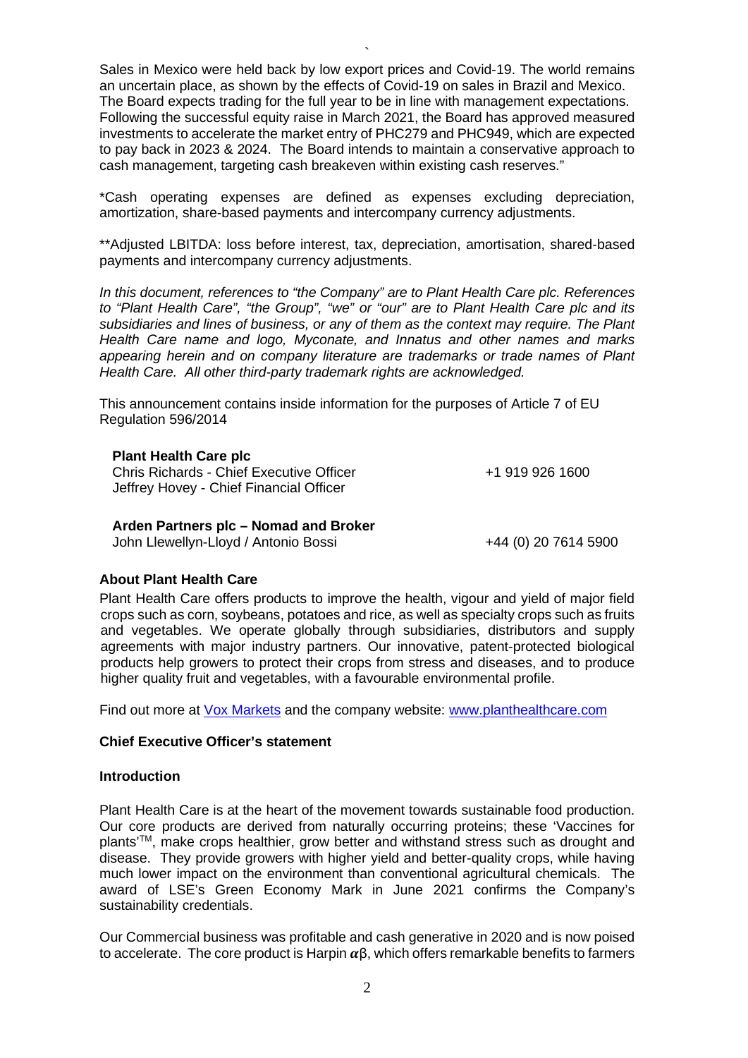Sales in Mexico were held back by low export prices and Covid-19. The world remains an uncertain place, as shown by the effects of Covid-19 on sales in Brazil and Mexico. The Board expects trading for the full year to be in line with management expectations. Following the successful equity raise in March 2021, the Board has approved measured investments to accelerate the market entry of PHC279 and PHC949, which are expected to pay back in 2023 & 2024. The Board intends to maintain a conservative approach to cash management, targeting cash breakeven within existing cash reserves."

*Cash operating expenses are defined as expenses excluding depreciation, amortization, share-based payments and intercompany currency adjustments.

**Adjusted LBITDA: loss before interest, tax, depreciation, amortisation, shared-based payments and intercompany currency adjustments.

*In this document, references to "the Company" are to Plant Health Care plc. References to "Plant Health Care", "the Group", "we" or "our" are to Plant Health Care plc and its subsidiaries and lines of business, or any of them as the context may require. The Plant Health Care name and logo, Myconate, and Innatus and other names and marks appearing herein and on company literature are trademarks or trade names of Plant Health Care. All other third-party trademark rights are acknowledged.*

This announcement contains inside information for the purposes of Article 7 of EU Regulation 596/2014

| | |
|---|---|
| **Plant Health Care plc** | |
| Chris Richards - Chief Executive Officer | +1 919 926 1600 |
| Jeffrey Hovey - Chief Financial Officer | |
| | |
| **Arden Partners plc – Nomad and Broker** | |
| John Llewellyn-Lloyd / Antonio Bossi | +44 (0) 20 7614 5900 |

**About Plant Health Care**

Plant Health Care offers products to improve the health, vigour and yield of major field crops such as corn, soybeans, potatoes and rice, as well as specialty crops such as fruits and vegetables. We operate globally through subsidiaries, distributors and supply agreements with major industry partners. Our innovative, patent-protected biological products help growers to protect their crops from stress and diseases, and to produce higher quality fruit and vegetables, with a favourable environmental profile.

Find out more at [Vox Markets]() and the company website: [www.planthealthcare.com](www.planthealthcare.com)

## Chief Executive Officer's statement

### Introduction

Plant Health Care is at the heart of the movement towards sustainable food production. Our core products are derived from naturally occurring proteins; these 'Vaccines for plants'™, make crops healthier, grow better and withstand stress such as drought and disease. They provide growers with higher yield and better-quality crops, while having much lower impact on the environment than conventional agricultural chemicals. The award of LSE's Green Economy Mark in June 2021 confirms the Company's sustainability credentials.

Our Commercial business was profitable and cash generative in 2020 and is now poised to accelerate. The core product is Harpin $\alpha\beta$, which offers remarkable benefits to farmers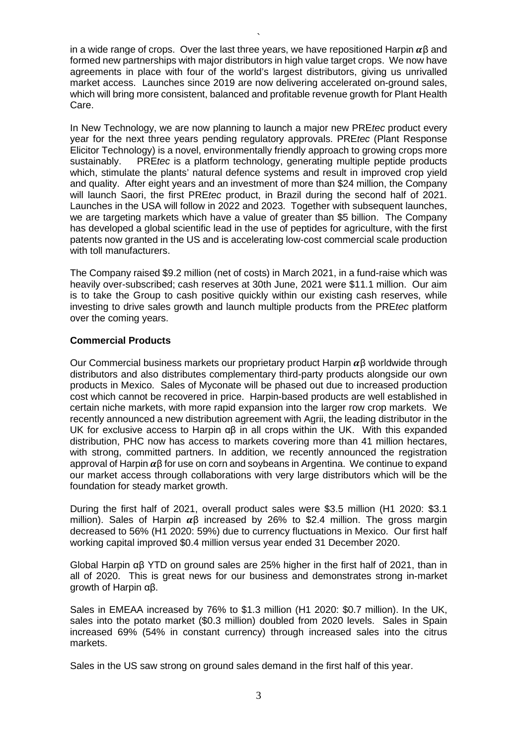in a wide range of crops. Over the last three years, we have repositioned Harpin αβ and formed new partnerships with major distributors in high value target crops. We now have agreements in place with four of the world's largest distributors, giving us unrivalled market access. Launches since 2019 are now delivering accelerated on-ground sales, which will bring more consistent, balanced and profitable revenue growth for Plant Health Care.

In New Technology, we are now planning to launch a major new PRE*tec* product every year for the next three years pending regulatory approvals. PRE*tec* (Plant Response Elicitor Technology) is a novel, environmentally friendly approach to growing crops more sustainably. PRE*tec* is a platform technology, generating multiple peptide products which, stimulate the plants' natural defence systems and result in improved crop yield and quality. After eight years and an investment of more than $24 million, the Company will launch Saori, the first PRE*tec* product, in Brazil during the second half of 2021. Launches in the USA will follow in 2022 and 2023. Together with subsequent launches, we are targeting markets which have a value of greater than $5 billion. The Company has developed a global scientific lead in the use of peptides for agriculture, with the first patents now granted in the US and is accelerating low-cost commercial scale production with toll manufacturers.

The Company raised $9.2 million (net of costs) in March 2021, in a fund-raise which was heavily over-subscribed; cash reserves at 30th June, 2021 were $11.1 million. Our aim is to take the Group to cash positive quickly within our existing cash reserves, while investing to drive sales growth and launch multiple products from the PRE*tec* platform over the coming years.

**Commercial Products**

Our Commercial business markets our proprietary product Harpin αβ worldwide through distributors and also distributes complementary third-party products alongside our own products in Mexico. Sales of Myconate will be phased out due to increased production cost which cannot be recovered in price. Harpin-based products are well established in certain niche markets, with more rapid expansion into the larger row crop markets. We recently announced a new distribution agreement with Agrii, the leading distributor in the UK for exclusive access to Harpin αβ in all crops within the UK. With this expanded distribution, PHC now has access to markets covering more than 41 million hectares, with strong, committed partners. In addition, we recently announced the registration approval of Harpin αβ for use on corn and soybeans in Argentina. We continue to expand our market access through collaborations with very large distributors which will be the foundation for steady market growth.

During the first half of 2021, overall product sales were $3.5 million (H1 2020: $3.1 million). Sales of Harpin αβ increased by 26% to $2.4 million. The gross margin decreased to 56% (H1 2020: 59%) due to currency fluctuations in Mexico. Our first half working capital improved $0.4 million versus year ended 31 December 2020.

Global Harpin αβ YTD on ground sales are 25% higher in the first half of 2021, than in all of 2020. This is great news for our business and demonstrates strong in-market growth of Harpin αβ.

Sales in EMEAA increased by 76% to $1.3 million (H1 2020: $0.7 million). In the UK, sales into the potato market ($0.3 million) doubled from 2020 levels. Sales in Spain increased 69% (54% in constant currency) through increased sales into the citrus markets.

Sales in the US saw strong on ground sales demand in the first half of this year.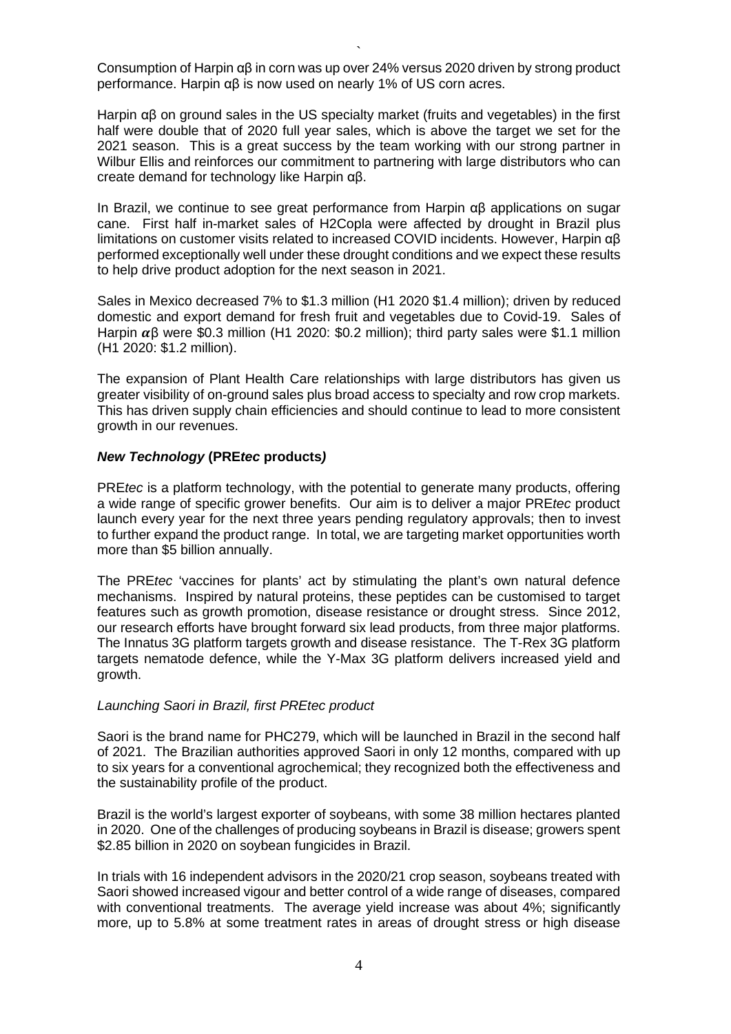Consumption of Harpin αβ in corn was up over 24% versus 2020 driven by strong product performance. Harpin αβ is now used on nearly 1% of US corn acres.

Harpin αβ on ground sales in the US specialty market (fruits and vegetables) in the first half were double that of 2020 full year sales, which is above the target we set for the 2021 season. This is a great success by the team working with our strong partner in Wilbur Ellis and reinforces our commitment to partnering with large distributors who can create demand for technology like Harpin αβ.

In Brazil, we continue to see great performance from Harpin αβ applications on sugar cane. First half in-market sales of H2Copla were affected by drought in Brazil plus limitations on customer visits related to increased COVID incidents. However, Harpin αβ performed exceptionally well under these drought conditions and we expect these results to help drive product adoption for the next season in 2021.

Sales in Mexico decreased 7% to $1.3 million (H1 2020 $1.4 million); driven by reduced domestic and export demand for fresh fruit and vegetables due to Covid-19. Sales of Harpin αβ were $0.3 million (H1 2020: $0.2 million); third party sales were $1.1 million (H1 2020: $1.2 million).

The expansion of Plant Health Care relationships with large distributors has given us greater visibility of on-ground sales plus broad access to specialty and row crop markets. This has driven supply chain efficiencies and should continue to lead to more consistent growth in our revenues.

***New Technology* (PRE*tec* products*)***

PRE*tec* is a platform technology, with the potential to generate many products, offering a wide range of specific grower benefits. Our aim is to deliver a major PRE*tec* product launch every year for the next three years pending regulatory approvals; then to invest to further expand the product range. In total, we are targeting market opportunities worth more than $5 billion annually.

The PRE*tec* 'vaccines for plants' act by stimulating the plant's own natural defence mechanisms. Inspired by natural proteins, these peptides can be customised to target features such as growth promotion, disease resistance or drought stress. Since 2012, our research efforts have brought forward six lead products, from three major platforms. The Innatus 3G platform targets growth and disease resistance. The T-Rex 3G platform targets nematode defence, while the Y-Max 3G platform delivers increased yield and growth.

*Launching Saori in Brazil, first PREtec product*

Saori is the brand name for PHC279, which will be launched in Brazil in the second half of 2021. The Brazilian authorities approved Saori in only 12 months, compared with up to six years for a conventional agrochemical; they recognized both the effectiveness and the sustainability profile of the product.

Brazil is the world's largest exporter of soybeans, with some 38 million hectares planted in 2020. One of the challenges of producing soybeans in Brazil is disease; growers spent $2.85 billion in 2020 on soybean fungicides in Brazil.

In trials with 16 independent advisors in the 2020/21 crop season, soybeans treated with Saori showed increased vigour and better control of a wide range of diseases, compared with conventional treatments. The average yield increase was about 4%; significantly more, up to 5.8% at some treatment rates in areas of drought stress or high disease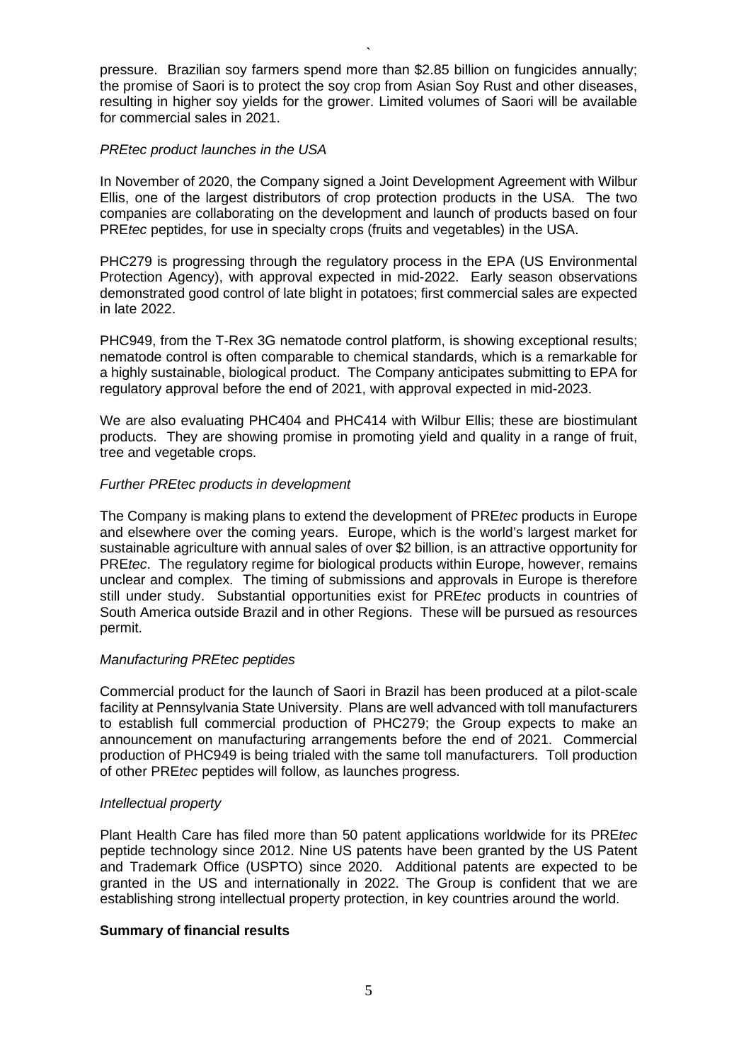pressure. Brazilian soy farmers spend more than $2.85 billion on fungicides annually; the promise of Saori is to protect the soy crop from Asian Soy Rust and other diseases, resulting in higher soy yields for the grower. Limited volumes of Saori will be available for commercial sales in 2021.

*PREtec product launches in the USA*

In November of 2020, the Company signed a Joint Development Agreement with Wilbur Ellis, one of the largest distributors of crop protection products in the USA. The two companies are collaborating on the development and launch of products based on four PRE*tec* peptides, for use in specialty crops (fruits and vegetables) in the USA.

PHC279 is progressing through the regulatory process in the EPA (US Environmental Protection Agency), with approval expected in mid-2022. Early season observations demonstrated good control of late blight in potatoes; first commercial sales are expected in late 2022.

PHC949, from the T-Rex 3G nematode control platform, is showing exceptional results; nematode control is often comparable to chemical standards, which is a remarkable for a highly sustainable, biological product. The Company anticipates submitting to EPA for regulatory approval before the end of 2021, with approval expected in mid-2023.

We are also evaluating PHC404 and PHC414 with Wilbur Ellis; these are biostimulant products. They are showing promise in promoting yield and quality in a range of fruit, tree and vegetable crops.

*Further PREtec products in development*

The Company is making plans to extend the development of PRE*tec* products in Europe and elsewhere over the coming years. Europe, which is the world's largest market for sustainable agriculture with annual sales of over $2 billion, is an attractive opportunity for PRE*tec*. The regulatory regime for biological products within Europe, however, remains unclear and complex. The timing of submissions and approvals in Europe is therefore still under study. Substantial opportunities exist for PRE*tec* products in countries of South America outside Brazil and in other Regions. These will be pursued as resources permit.

*Manufacturing PREtec peptides*

Commercial product for the launch of Saori in Brazil has been produced at a pilot-scale facility at Pennsylvania State University. Plans are well advanced with toll manufacturers to establish full commercial production of PHC279; the Group expects to make an announcement on manufacturing arrangements before the end of 2021. Commercial production of PHC949 is being trialed with the same toll manufacturers. Toll production of other PRE*tec* peptides will follow, as launches progress.

*Intellectual property*

Plant Health Care has filed more than 50 patent applications worldwide for its PRE*tec* peptide technology since 2012. Nine US patents have been granted by the US Patent and Trademark Office (USPTO) since 2020. Additional patents are expected to be granted in the US and internationally in 2022. The Group is confident that we are establishing strong intellectual property protection, in key countries around the world.

**Summary of financial results**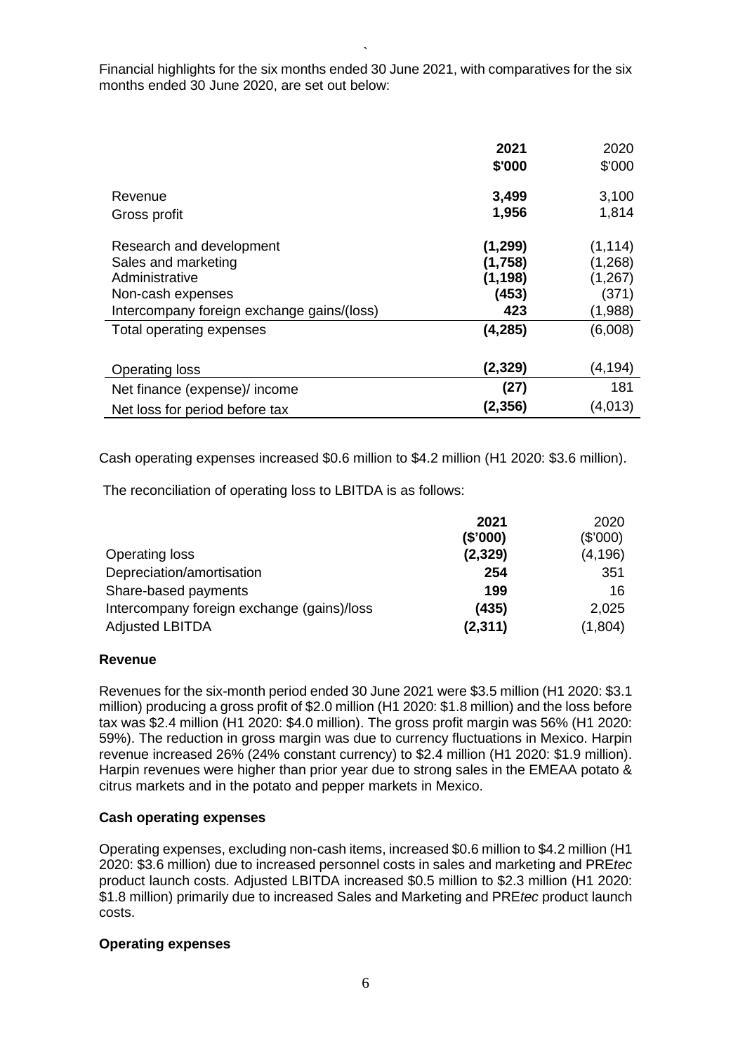Financial highlights for the six months ended 30 June 2021, with comparatives for the six months ended 30 June 2020, are set out below:

| | **2021** | 2020 |
|---|---|---|
| | **$'000** | $'000 |
| Revenue | **3,499** | 3,100 |
| Gross profit | **1,956** | 1,814 |
| Research and development | **(1,299)** | (1,114) |
| Sales and marketing | **(1,758)** | (1,268) |
| Administrative | **(1,198)** | (1,267) |
| Non-cash expenses | **(453)** | (371) |
| Intercompany foreign exchange gains/(loss) | **423** | (1,988) |
| Total operating expenses | **(4,285)** | (6,008) |
| Operating loss | **(2,329)** | (4,194) |
| Net finance (expense)/ income | **(27)** | 181 |
| Net loss for period before tax | **(2,356)** | (4,013) |

Cash operating expenses increased $0.6 million to $4.2 million (H1 2020: $3.6 million).

The reconciliation of operating loss to LBITDA is as follows:

| | **2021** | 2020 |
|---|---|---|
| | **($'000)** | ($'000) |
| Operating loss | **(2,329)** | (4,196) |
| Depreciation/amortisation | **254** | 351 |
| Share-based payments | **199** | 16 |
| Intercompany foreign exchange (gains)/loss | **(435)** | 2,025 |
| Adjusted LBITDA | **(2,311)** | (1,804) |

**Revenue**

Revenues for the six-month period ended 30 June 2021 were $3.5 million (H1 2020: $3.1 million) producing a gross profit of $2.0 million (H1 2020: $1.8 million) and the loss before tax was $2.4 million (H1 2020: $4.0 million). The gross profit margin was 56% (H1 2020: 59%). The reduction in gross margin was due to currency fluctuations in Mexico. Harpin revenue increased 26% (24% constant currency) to $2.4 million (H1 2020: $1.9 million). Harpin revenues were higher than prior year due to strong sales in the EMEAA potato & citrus markets and in the potato and pepper markets in Mexico.

**Cash operating expenses**

Operating expenses, excluding non-cash items, increased $0.6 million to $4.2 million (H1 2020: $3.6 million) due to increased personnel costs in sales and marketing and PRE*tec* product launch costs. Adjusted LBITDA increased $0.5 million to $2.3 million (H1 2020: $1.8 million) primarily due to increased Sales and Marketing and PRE*tec* product launch costs.

**Operating expenses**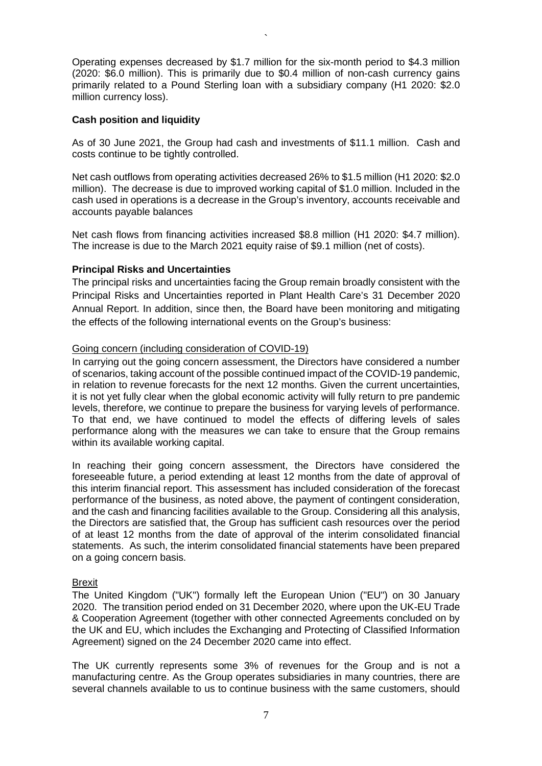Operating expenses decreased by $1.7 million for the six-month period to $4.3 million (2020: $6.0 million). This is primarily due to $0.4 million of non-cash currency gains primarily related to a Pound Sterling loan with a subsidiary company (H1 2020: $2.0 million currency loss).

**Cash position and liquidity**

As of 30 June 2021, the Group had cash and investments of $11.1 million. Cash and costs continue to be tightly controlled.

Net cash outflows from operating activities decreased 26% to $1.5 million (H1 2020: $2.0 million). The decrease is due to improved working capital of $1.0 million. Included in the cash used in operations is a decrease in the Group's inventory, accounts receivable and accounts payable balances

Net cash flows from financing activities increased $8.8 million (H1 2020: $4.7 million). The increase is due to the March 2021 equity raise of $9.1 million (net of costs).

**Principal Risks and Uncertainties**

The principal risks and uncertainties facing the Group remain broadly consistent with the Principal Risks and Uncertainties reported in Plant Health Care's 31 December 2020 Annual Report. In addition, since then, the Board have been monitoring and mitigating the effects of the following international events on the Group's business:

Going concern (including consideration of COVID-19)

In carrying out the going concern assessment, the Directors have considered a number of scenarios, taking account of the possible continued impact of the COVID-19 pandemic, in relation to revenue forecasts for the next 12 months. Given the current uncertainties, it is not yet fully clear when the global economic activity will fully return to pre pandemic levels, therefore, we continue to prepare the business for varying levels of performance. To that end, we have continued to model the effects of differing levels of sales performance along with the measures we can take to ensure that the Group remains within its available working capital.

In reaching their going concern assessment, the Directors have considered the foreseeable future, a period extending at least 12 months from the date of approval of this interim financial report. This assessment has included consideration of the forecast performance of the business, as noted above, the payment of contingent consideration, and the cash and financing facilities available to the Group. Considering all this analysis, the Directors are satisfied that, the Group has sufficient cash resources over the period of at least 12 months from the date of approval of the interim consolidated financial statements. As such, the interim consolidated financial statements have been prepared on a going concern basis.

Brexit

The United Kingdom ("UK") formally left the European Union ("EU") on 30 January 2020. The transition period ended on 31 December 2020, where upon the UK-EU Trade & Cooperation Agreement (together with other connected Agreements concluded on by the UK and EU, which includes the Exchanging and Protecting of Classified Information Agreement) signed on the 24 December 2020 came into effect.

The UK currently represents some 3% of revenues for the Group and is not a manufacturing centre. As the Group operates subsidiaries in many countries, there are several channels available to us to continue business with the same customers, should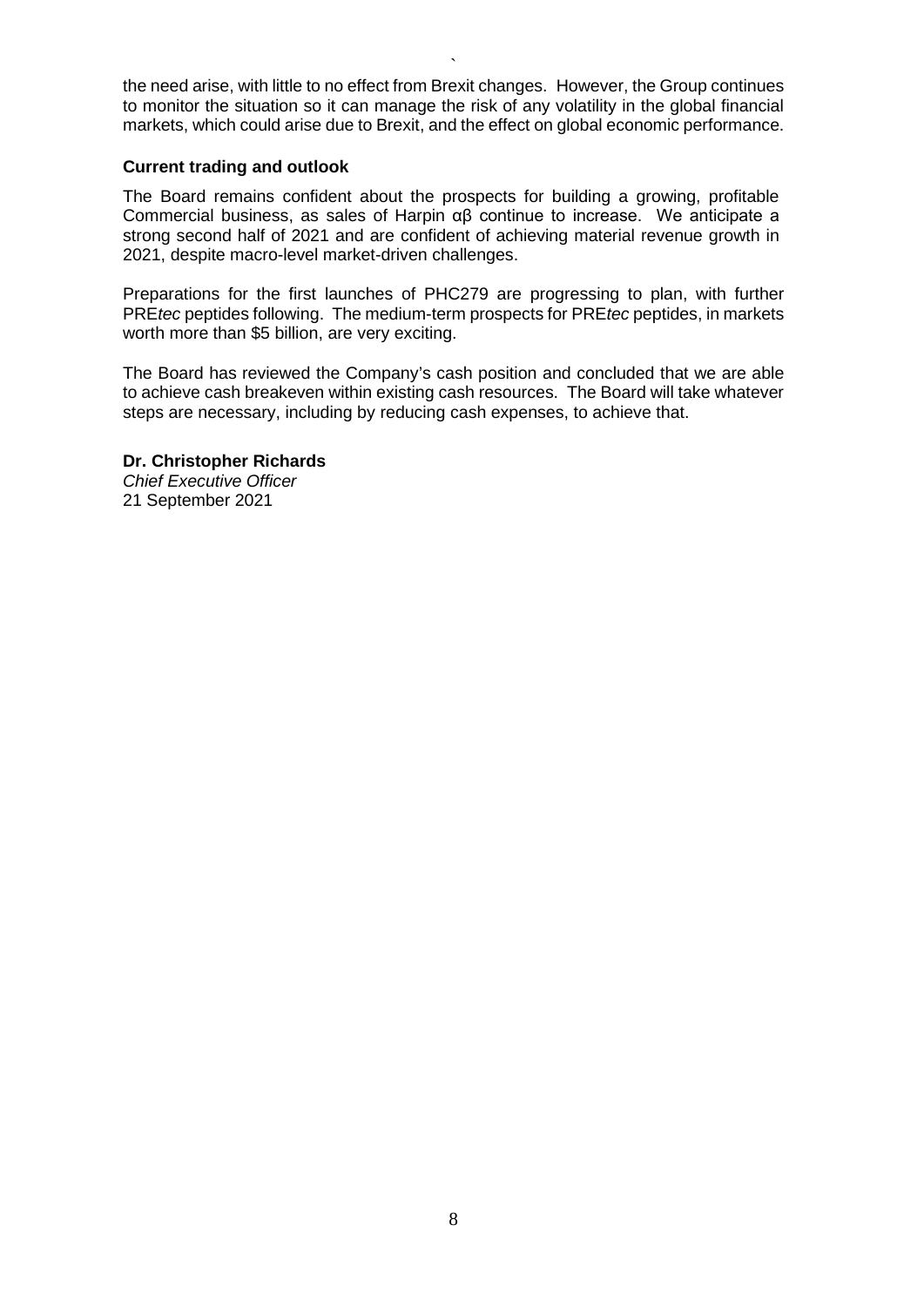the need arise, with little to no effect from Brexit changes. However, the Group continues to monitor the situation so it can manage the risk of any volatility in the global financial markets, which could arise due to Brexit, and the effect on global economic performance.

**Current trading and outlook**

The Board remains confident about the prospects for building a growing, profitable Commercial business, as sales of Harpin αβ continue to increase. We anticipate a strong second half of 2021 and are confident of achieving material revenue growth in 2021, despite macro-level market-driven challenges.

Preparations for the first launches of PHC279 are progressing to plan, with further PRE*tec* peptides following. The medium-term prospects for PRE*tec* peptides, in markets worth more than $5 billion, are very exciting.

The Board has reviewed the Company's cash position and concluded that we are able to achieve cash breakeven within existing cash resources. The Board will take whatever steps are necessary, including by reducing cash expenses, to achieve that.

**Dr. Christopher Richards**
*Chief Executive Officer*
21 September 2021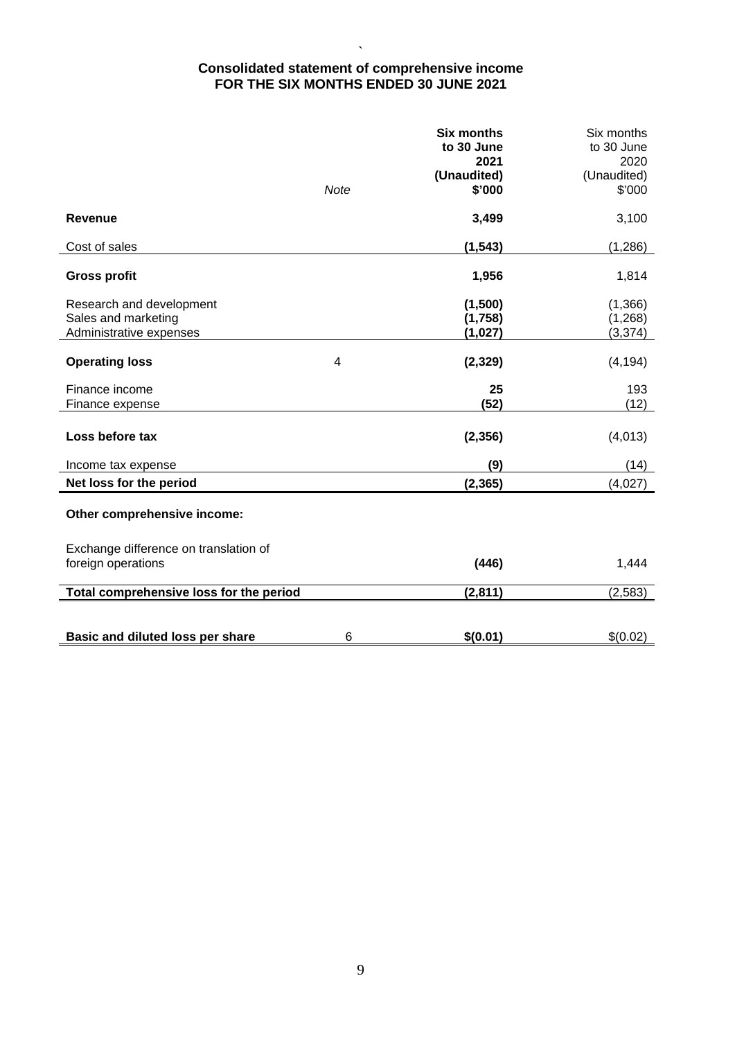## Consolidated statement of comprehensive income
## FOR THE SIX MONTHS ENDED 30 JUNE 2021

| | Note | **Six months to 30 June 2021 (Unaudited) $'000** | Six months to 30 June 2020 (Unaudited) $'000 |
|---|---|---|---|
| **Revenue** | | **3,499** | 3,100 |
| Cost of sales | | **(1,543)** | (1,286) |
| **Gross profit** | | **1,956** | 1,814 |
| Research and development | | **(1,500)** | (1,366) |
| Sales and marketing | | **(1,758)** | (1,268) |
| Administrative expenses | | **(1,027)** | (3,374) |
| **Operating loss** | 4 | **(2,329)** | (4,194) |
| Finance income | | **25** | 193 |
| Finance expense | | **(52)** | (12) |
| **Loss before tax** | | **(2,356)** | (4,013) |
| Income tax expense | | **(9)** | (14) |
| **Net loss for the period** | | **(2,365)** | (4,027) |
| **Other comprehensive income:** | | | |
| Exchange difference on translation of foreign operations | | **(446)** | 1,444 |
| **Total comprehensive loss for the period** | | **(2,811)** | (2,583) |
| **Basic and diluted loss per share** | 6 | **$(0.01)** | $(0.02) |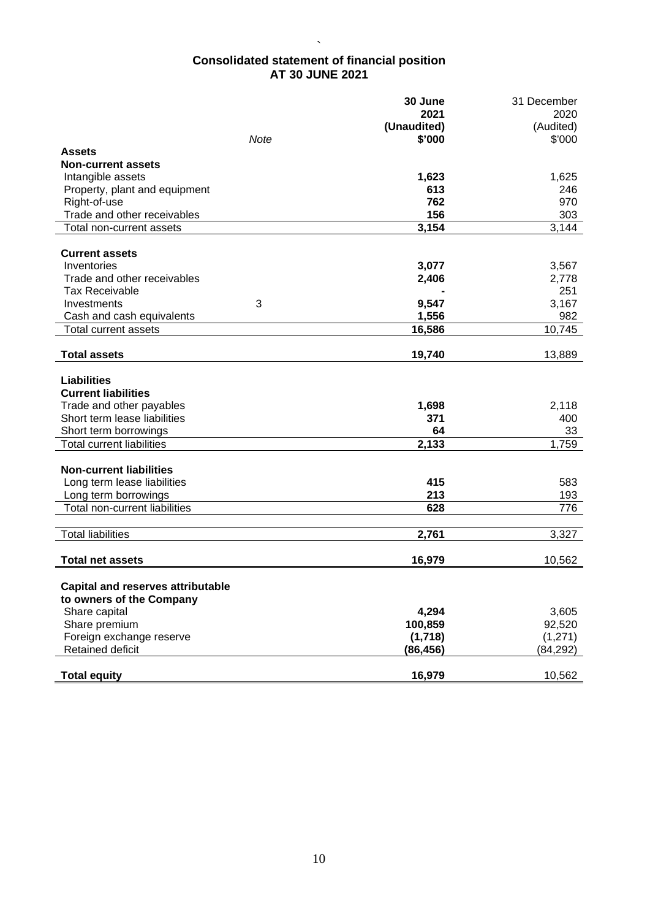## Consolidated statement of financial position
## AT 30 JUNE 2021

| | Note | 30 June 2021 (Unaudited) $'000 | 31 December 2020 (Audited) $'000 |
|---|---|---|---|
| **Assets** | | | |
| **Non-current assets** | | | |
| Intangible assets | | **1,623** | 1,625 |
| Property, plant and equipment | | **613** | 246 |
| Right-of-use | | **762** | 970 |
| Trade and other receivables | | **156** | 303 |
| Total non-current assets | | **3,154** | 3,144 |
| | | | |
| **Current assets** | | | |
| Inventories | | **3,077** | 3,567 |
| Trade and other receivables | | **2,406** | 2,778 |
| Tax Receivable | | **-** | 251 |
| Investments | 3 | **9,547** | 3,167 |
| Cash and cash equivalents | | **1,556** | 982 |
| Total current assets | | **16,586** | 10,745 |
| | | | |
| **Total assets** | | **19,740** | 13,889 |
| | | | |
| **Liabilities** | | | |
| **Current liabilities** | | | |
| Trade and other payables | | **1,698** | 2,118 |
| Short term lease liabilities | | **371** | 400 |
| Short term borrowings | | **64** | 33 |
| Total current liabilities | | **2,133** | 1,759 |
| | | | |
| **Non-current liabilities** | | | |
| Long term lease liabilities | | **415** | 583 |
| Long term borrowings | | **213** | 193 |
| Total non-current liabilities | | **628** | 776 |
| | | | |
| Total liabilities | | **2,761** | 3,327 |
| | | | |
| **Total net assets** | | **16,979** | 10,562 |
| | | | |
| **Capital and reserves attributable to owners of the Company** | | | |
| Share capital | | **4,294** | 3,605 |
| Share premium | | **100,859** | 92,520 |
| Foreign exchange reserve | | **(1,718)** | (1,271) |
| Retained deficit | | **(86,456)** | (84,292) |
| | | | |
| **Total equity** | | **16,979** | 10,562 |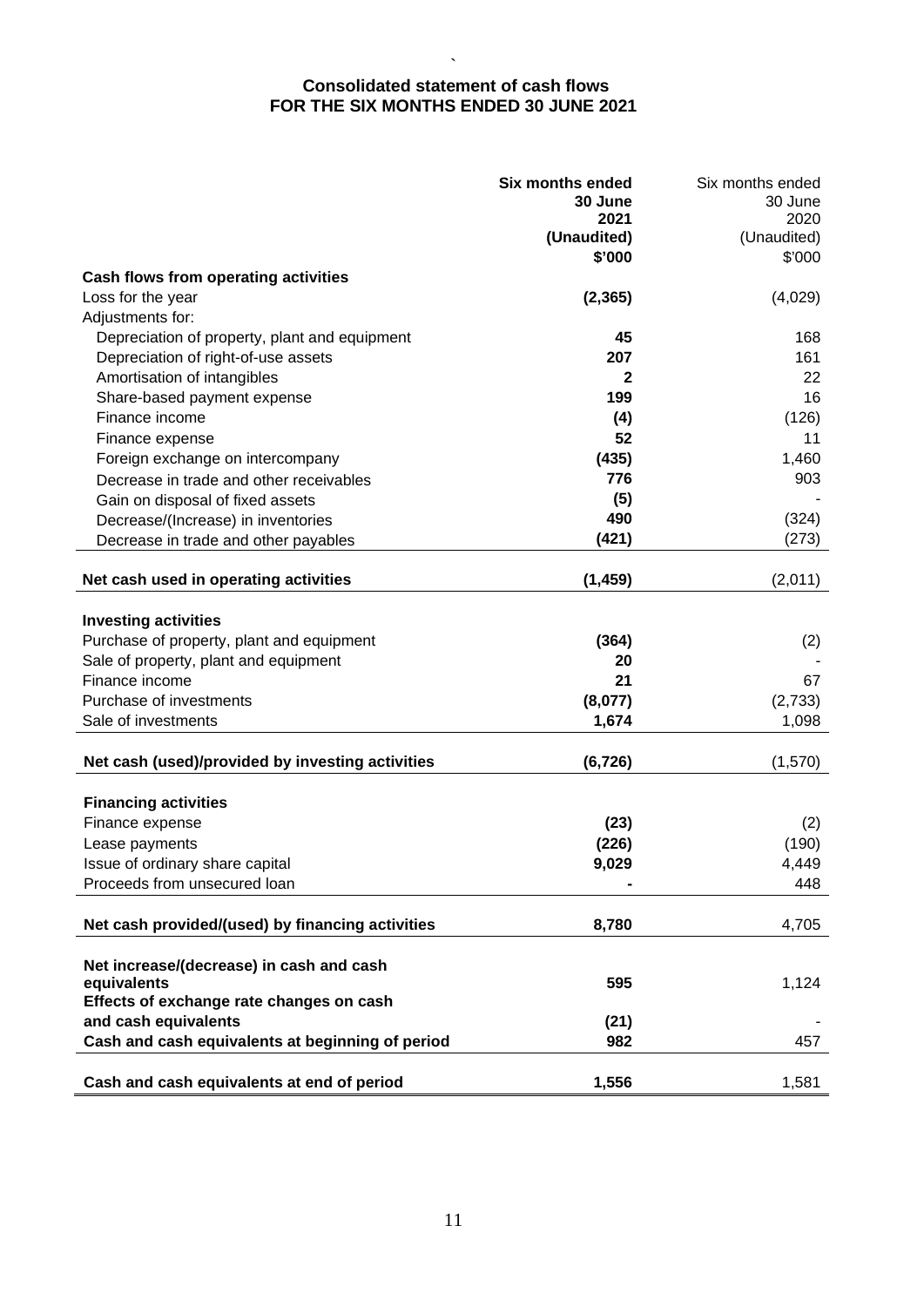# Consolidated statement of cash flows
## FOR THE SIX MONTHS ENDED 30 JUNE 2021

| | **Six months ended 30 June 2021 (Unaudited) $'000** | Six months ended 30 June 2020 (Unaudited) $'000 |
|---|---|---|
| **Cash flows from operating activities** | | |
| Loss for the year | **(2,365)** | (4,029) |
| Adjustments for: | | |
| Depreciation of property, plant and equipment | **45** | 168 |
| Depreciation of right-of-use assets | **207** | 161 |
| Amortisation of intangibles | **2** | 22 |
| Share-based payment expense | **199** | 16 |
| Finance income | **(4)** | (126) |
| Finance expense | **52** | 11 |
| Foreign exchange on intercompany | **(435)** | 1,460 |
| Decrease in trade and other receivables | **776** | 903 |
| Gain on disposal of fixed assets | **(5)** | - |
| Decrease/(Increase) in inventories | **490** | (324) |
| Decrease in trade and other payables | **(421)** | (273) |
| **Net cash used in operating activities** | **(1,459)** | (2,011) |
| **Investing activities** | | |
| Purchase of property, plant and equipment | **(364)** | (2) |
| Sale of property, plant and equipment | **20** | - |
| Finance income | **21** | 67 |
| Purchase of investments | **(8,077)** | (2,733) |
| Sale of investments | **1,674** | 1,098 |
| **Net cash (used)/provided by investing activities** | **(6,726)** | (1,570) |
| **Financing activities** | | |
| Finance expense | **(23)** | (2) |
| Lease payments | **(226)** | (190) |
| Issue of ordinary share capital | **9,029** | 4,449 |
| Proceeds from unsecured loan | **-** | 448 |
| **Net cash provided/(used) by financing activities** | **8,780** | 4,705 |
| **Net increase/(decrease) in cash and cash equivalents** | **595** | 1,124 |
| **Effects of exchange rate changes on cash and cash equivalents** | **(21)** | - |
| **Cash and cash equivalents at beginning of period** | **982** | 457 |
| **Cash and cash equivalents at end of period** | **1,556** | 1,581 |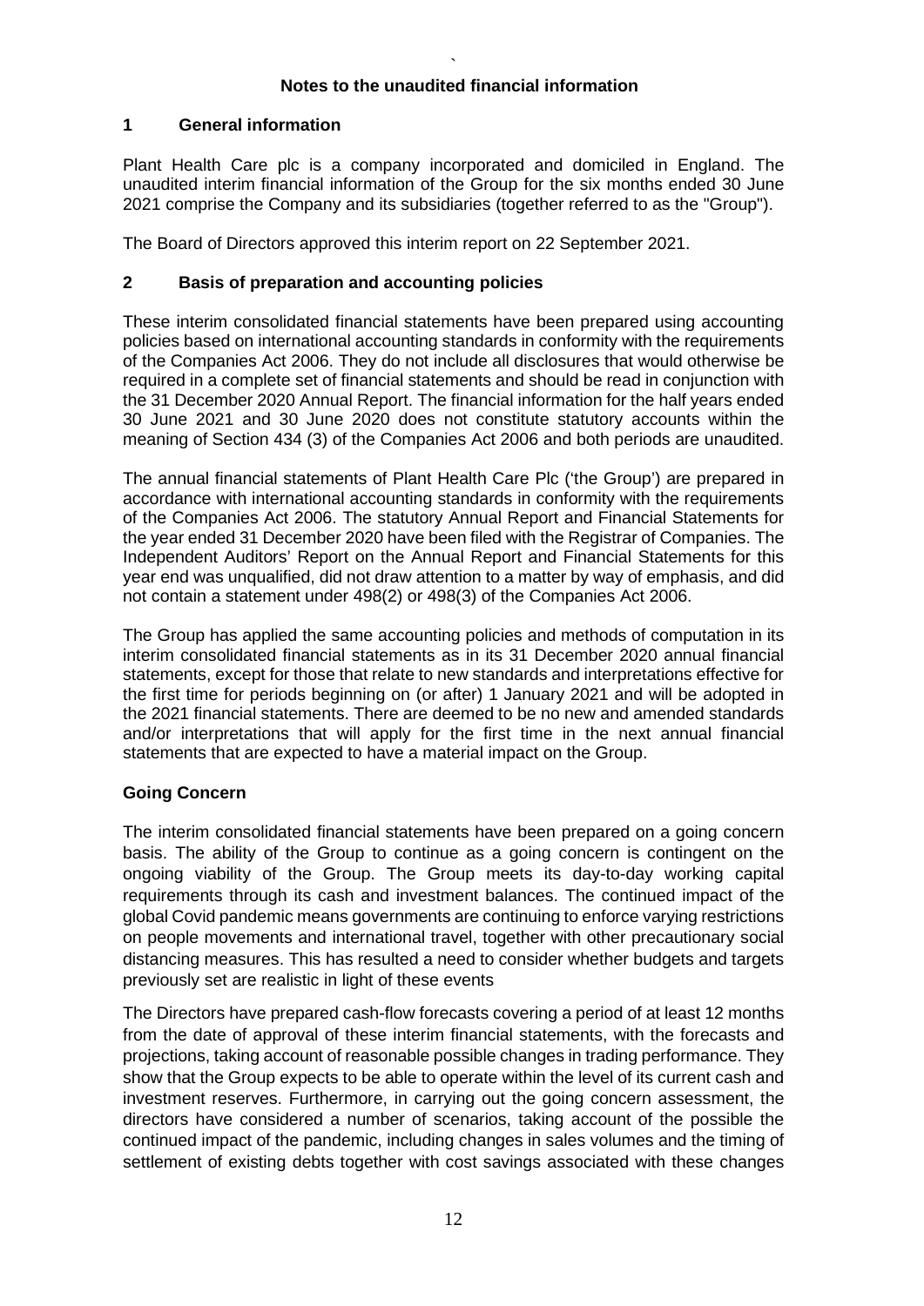## Notes to the unaudited financial information

### 1 General information

Plant Health Care plc is a company incorporated and domiciled in England. The unaudited interim financial information of the Group for the six months ended 30 June 2021 comprise the Company and its subsidiaries (together referred to as the "Group").

The Board of Directors approved this interim report on 22 September 2021.

### 2 Basis of preparation and accounting policies

These interim consolidated financial statements have been prepared using accounting policies based on international accounting standards in conformity with the requirements of the Companies Act 2006. They do not include all disclosures that would otherwise be required in a complete set of financial statements and should be read in conjunction with the 31 December 2020 Annual Report. The financial information for the half years ended 30 June 2021 and 30 June 2020 does not constitute statutory accounts within the meaning of Section 434 (3) of the Companies Act 2006 and both periods are unaudited.

The annual financial statements of Plant Health Care Plc ('the Group') are prepared in accordance with international accounting standards in conformity with the requirements of the Companies Act 2006. The statutory Annual Report and Financial Statements for the year ended 31 December 2020 have been filed with the Registrar of Companies. The Independent Auditors' Report on the Annual Report and Financial Statements for this year end was unqualified, did not draw attention to a matter by way of emphasis, and did not contain a statement under 498(2) or 498(3) of the Companies Act 2006.

The Group has applied the same accounting policies and methods of computation in its interim consolidated financial statements as in its 31 December 2020 annual financial statements, except for those that relate to new standards and interpretations effective for the first time for periods beginning on (or after) 1 January 2021 and will be adopted in the 2021 financial statements. There are deemed to be no new and amended standards and/or interpretations that will apply for the first time in the next annual financial statements that are expected to have a material impact on the Group.

**Going Concern**

The interim consolidated financial statements have been prepared on a going concern basis. The ability of the Group to continue as a going concern is contingent on the ongoing viability of the Group. The Group meets its day-to-day working capital requirements through its cash and investment balances. The continued impact of the global Covid pandemic means governments are continuing to enforce varying restrictions on people movements and international travel, together with other precautionary social distancing measures. This has resulted a need to consider whether budgets and targets previously set are realistic in light of these events

The Directors have prepared cash-flow forecasts covering a period of at least 12 months from the date of approval of these interim financial statements, with the forecasts and projections, taking account of reasonable possible changes in trading performance. They show that the Group expects to be able to operate within the level of its current cash and investment reserves. Furthermore, in carrying out the going concern assessment, the directors have considered a number of scenarios, taking account of the possible the continued impact of the pandemic, including changes in sales volumes and the timing of settlement of existing debts together with cost savings associated with these changes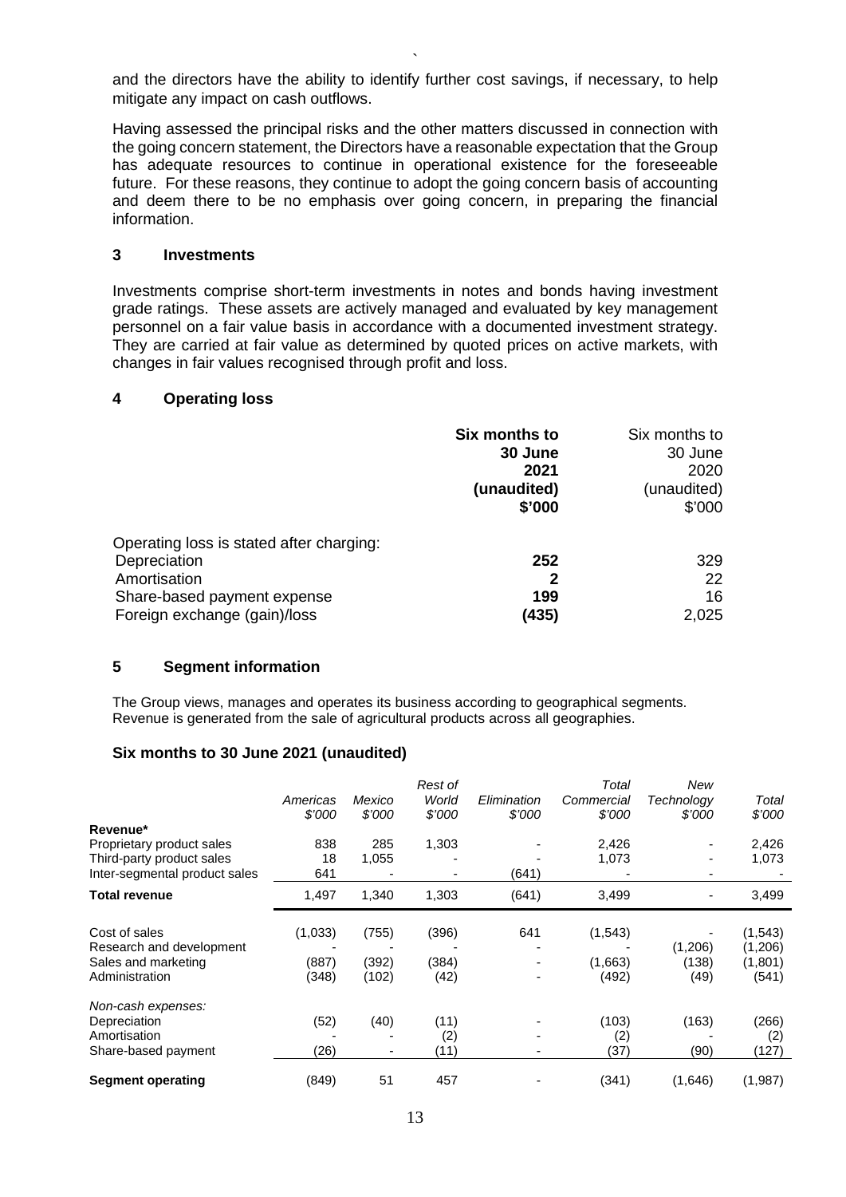and the directors have the ability to identify further cost savings, if necessary, to help mitigate any impact on cash outflows.

Having assessed the principal risks and the other matters discussed in connection with the going concern statement, the Directors have a reasonable expectation that the Group has adequate resources to continue in operational existence for the foreseeable future. For these reasons, they continue to adopt the going concern basis of accounting and deem there to be no emphasis over going concern, in preparing the financial information.

## 3 Investments

Investments comprise short-term investments in notes and bonds having investment grade ratings. These assets are actively managed and evaluated by key management personnel on a fair value basis in accordance with a documented investment strategy. They are carried at fair value as determined by quoted prices on active markets, with changes in fair values recognised through profit and loss.

## 4 Operating loss

| | **Six months to 30 June 2021 (unaudited) $'000** | Six months to 30 June 2020 (unaudited) $'000 |
|---|---|---|
| Operating loss is stated after charging: | | |
| Depreciation | **252** | 329 |
| Amortisation | **2** | 22 |
| Share-based payment expense | **199** | 16 |
| Foreign exchange (gain)/loss | **(435)** | 2,025 |

## 5 Segment information

The Group views, manages and operates its business according to geographical segments. Revenue is generated from the sale of agricultural products across all geographies.

### Six months to 30 June 2021 (unaudited)

| | *Americas $'000* | *Mexico $'000* | *Rest of World $'000* | *Elimination $'000* | *Total Commercial $'000* | *New Technology $'000* | *Total $'000* |
|---|---|---|---|---|---|---|---|
| **Revenue*** | | | | | | | |
| Proprietary product sales | 838 | 285 | 1,303 | - | 2,426 | - | 2,426 |
| Third-party product sales | 18 | 1,055 | - | - | 1,073 | - | 1,073 |
| Inter-segmental product sales | 641 | - | - | (641) | - | - | - |
| **Total revenue** | 1,497 | 1,340 | 1,303 | (641) | 3,499 | - | 3,499 |
| Cost of sales | (1,033) | (755) | (396) | 641 | (1,543) | - | (1,543) |
| Research and development | - | - | - | - | - | (1,206) | (1,206) |
| Sales and marketing | (887) | (392) | (384) | - | (1,663) | (138) | (1,801) |
| Administration | (348) | (102) | (42) | - | (492) | (49) | (541) |
| *Non-cash expenses:* | | | | | | | |
| Depreciation | (52) | (40) | (11) | - | (103) | (163) | (266) |
| Amortisation | - | - | (2) | - | (2) | - | (2) |
| Share-based payment | (26) | - | (11) | - | (37) | (90) | (127) |
| **Segment operating** | (849) | 51 | 457 | - | (341) | (1,646) | (1,987) |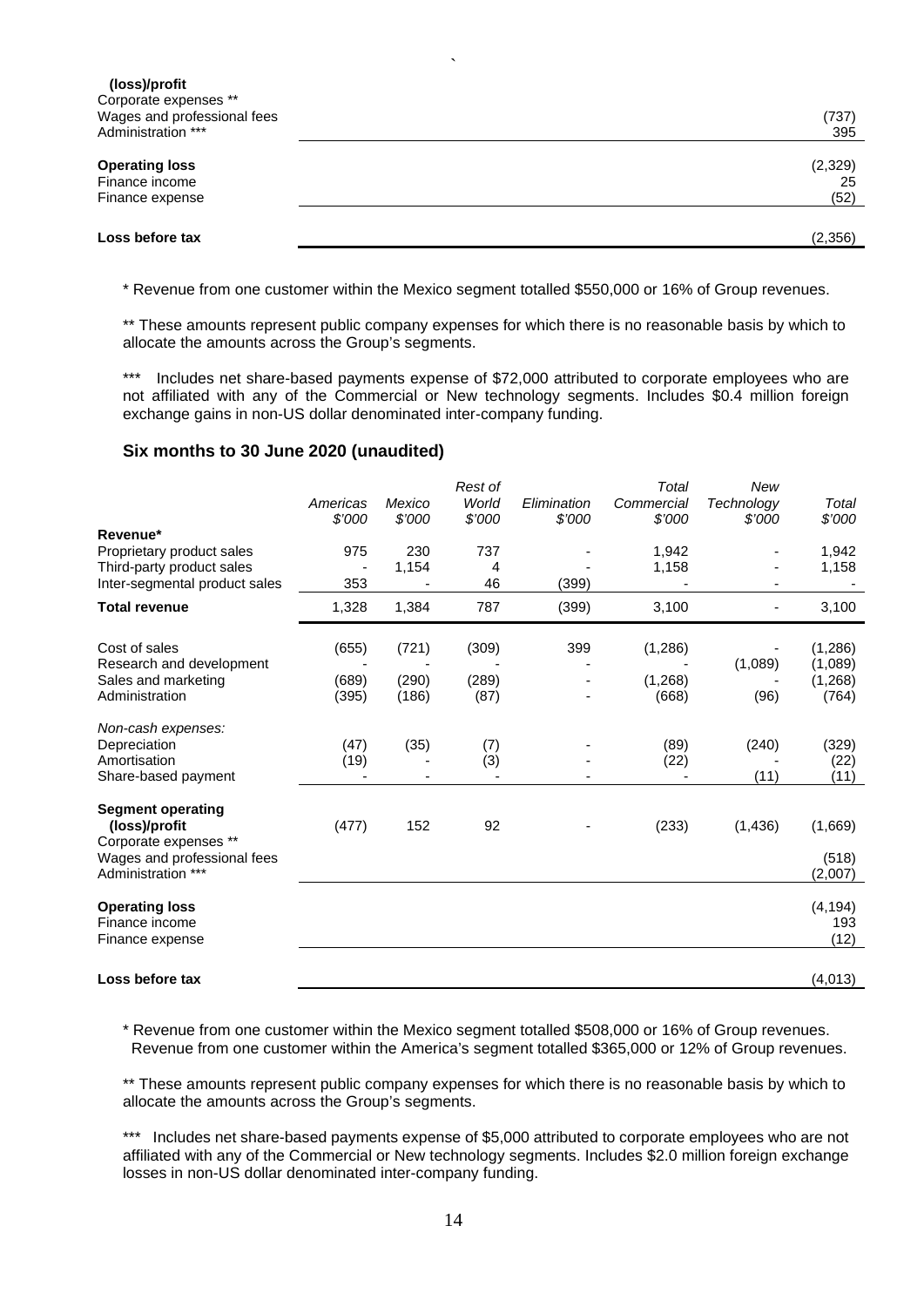| | |
|---|---|
| **(loss)/profit** | |
| Corporate expenses ** | |
| Wages and professional fees | (737) |
| Administration *** | 395 |
| **Operating loss** | (2,329) |
| Finance income | 25 |
| Finance expense | (52) |
| **Loss before tax** | (2,356) |

* Revenue from one customer within the Mexico segment totalled $550,000 or 16% of Group revenues.

** These amounts represent public company expenses for which there is no reasonable basis by which to allocate the amounts across the Group's segments.

*** Includes net share-based payments expense of $72,000 attributed to corporate employees who are not affiliated with any of the Commercial or New technology segments. Includes $0.4 million foreign exchange gains in non-US dollar denominated inter-company funding.

## Six months to 30 June 2020 (unaudited)

| | *Americas* *$'000* | *Mexico* *$'000* | *Rest of World* *$'000* | *Elimination* *$'000* | *Total Commercial* *$'000* | *New Technology* *$'000* | *Total* *$'000* |
|---|---|---|---|---|---|---|---|
| **Revenue*** | | | | | | | |
| Proprietary product sales | 975 | 230 | 737 | - | 1,942 | - | 1,942 |
| Third-party product sales | - | 1,154 | 4 | - | 1,158 | - | 1,158 |
| Inter-segmental product sales | 353 | - | 46 | (399) | - | - | - |
| **Total revenue** | 1,328 | 1,384 | 787 | (399) | 3,100 | - | 3,100 |
| Cost of sales | (655) | (721) | (309) | 399 | (1,286) | - | (1,286) |
| Research and development | - | - | - | - | - | (1,089) | (1,089) |
| Sales and marketing | (689) | (290) | (289) | - | (1,268) | - | (1,268) |
| Administration | (395) | (186) | (87) | - | (668) | (96) | (764) |
| *Non-cash expenses:* | | | | | | | |
| Depreciation | (47) | (35) | (7) | - | (89) | (240) | (329) |
| Amortisation | (19) | - | (3) | - | (22) | - | (22) |
| Share-based payment | - | - | - | - | - | (11) | (11) |
| **Segment operating (loss)/profit** | (477) | 152 | 92 | - | (233) | (1,436) | (1,669) |
| Corporate expenses ** | | | | | | | |
| Wages and professional fees | | | | | | | (518) |
| Administration *** | | | | | | | (2,007) |
| **Operating loss** | | | | | | | (4,194) |
| Finance income | | | | | | | 193 |
| Finance expense | | | | | | | (12) |
| **Loss before tax** | | | | | | | (4,013) |

* Revenue from one customer within the Mexico segment totalled $508,000 or 16% of Group revenues. Revenue from one customer within the America's segment totalled $365,000 or 12% of Group revenues.

** These amounts represent public company expenses for which there is no reasonable basis by which to allocate the amounts across the Group's segments.

*** Includes net share-based payments expense of $5,000 attributed to corporate employees who are not affiliated with any of the Commercial or New technology segments. Includes $2.0 million foreign exchange losses in non-US dollar denominated inter-company funding.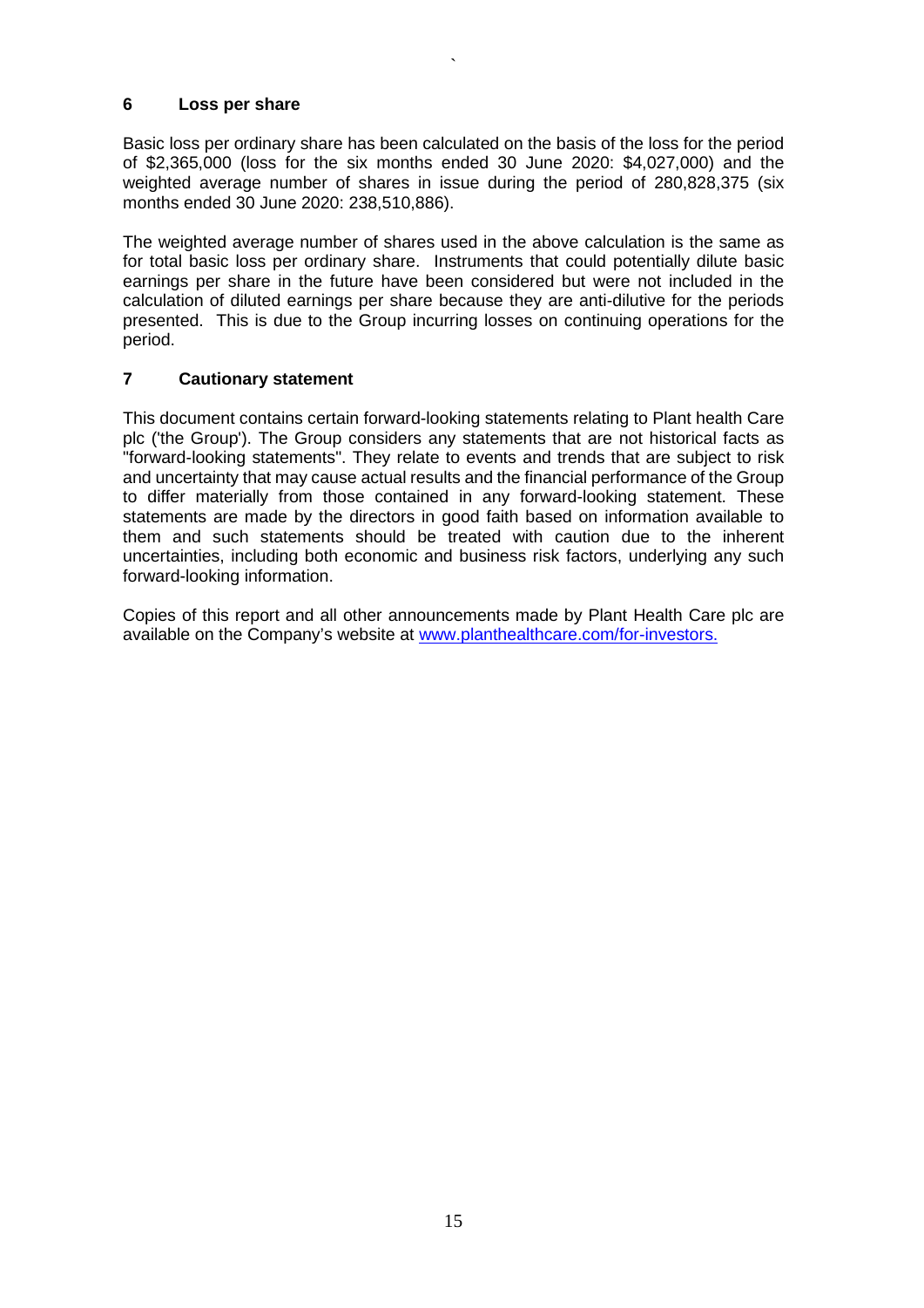## 6 Loss per share

Basic loss per ordinary share has been calculated on the basis of the loss for the period of $2,365,000 (loss for the six months ended 30 June 2020: $4,027,000) and the weighted average number of shares in issue during the period of 280,828,375 (six months ended 30 June 2020: 238,510,886).

The weighted average number of shares used in the above calculation is the same as for total basic loss per ordinary share. Instruments that could potentially dilute basic earnings per share in the future have been considered but were not included in the calculation of diluted earnings per share because they are anti-dilutive for the periods presented. This is due to the Group incurring losses on continuing operations for the period.

## 7 Cautionary statement

This document contains certain forward-looking statements relating to Plant health Care plc ('the Group'). The Group considers any statements that are not historical facts as "forward-looking statements". They relate to events and trends that are subject to risk and uncertainty that may cause actual results and the financial performance of the Group to differ materially from those contained in any forward-looking statement. These statements are made by the directors in good faith based on information available to them and such statements should be treated with caution due to the inherent uncertainties, including both economic and business risk factors, underlying any such forward-looking information.

Copies of this report and all other announcements made by Plant Health Care plc are available on the Company's website at [www.planthealthcare.com/for-investors.](http://www.planthealthcare.com/for-investors)